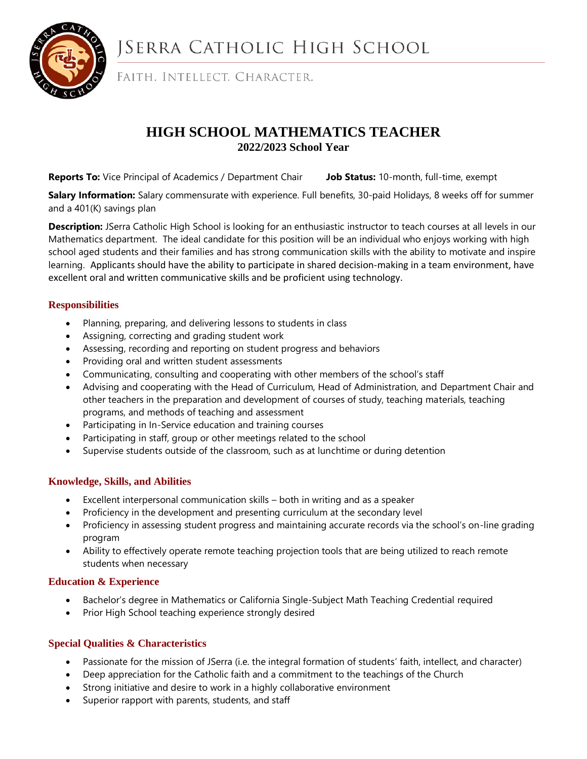# JSerra Catholic High School

Faith. Intellect. Character.

## HIGH SCHOOL MATHEMATICS TEACHER

**2022/2023 School Year**

**Reports To:** Vice Principal of Academics / Department Chair **Job Status:** 10-month, full-time, exempt

**Salary Information:** Salary commensurate with experience. Full benefits, 30-paid Holidays, 8 weeks off for summer and a 401(K) savings plan

**Description:** JSerra Catholic High School is looking for an enthusiastic instructor to teach courses at all levels in our Mathematics department. The ideal candidate for this position will be an individual who enjoys working with high school aged students and their families and has strong communication skills with the ability to motivate and inspire learning. Applicants should have the ability to participate in shared decision-making in a team environment, have excellent oral and written communicative skills and be proficient using technology.

### Responsibilities

- Planning, preparing, and delivering lessons to students in class
- Assigning, correcting and grading student work
- Assessing, recording and reporting on student progress and behaviors
- Providing oral and written student assessments
- Communicating, consulting and cooperating with other members of the school's staff
- Advising and cooperating with the Head of Curriculum, Head of Administration, and Department Chair and other teachers in the preparation and development of courses of study, teaching materials, teaching programs, and methods of teaching and assessment
- Participating in In-Service education and training courses
- Participating in staff, group or other meetings related to the school
- Supervise students outside of the classroom, such as at lunchtime or during detention

### Knowledge, Skills, and Abilities

- Excellent interpersonal communication skills – both in writing and as a speaker
- Proficiency in the development and presenting curriculum at the secondary level
- Proficiency in assessing student progress and maintaining accurate records via the school's on-line grading program
- Ability to effectively operate remote teaching projection tools that are being utilized to reach remote students when necessary

### Education & Experience

- Bachelor's degree in Mathematics or California Single-Subject Math Teaching Credential required
- Prior High School teaching experience strongly desired

### Special Qualities & Characteristics

- Passionate for the mission of JSerra (i.e. the integral formation of students' faith, intellect, and character)
- Deep appreciation for the Catholic faith and a commitment to the teachings of the Church
- Strong initiative and desire to work in a highly collaborative environment
- Superior rapport with parents, students, and staff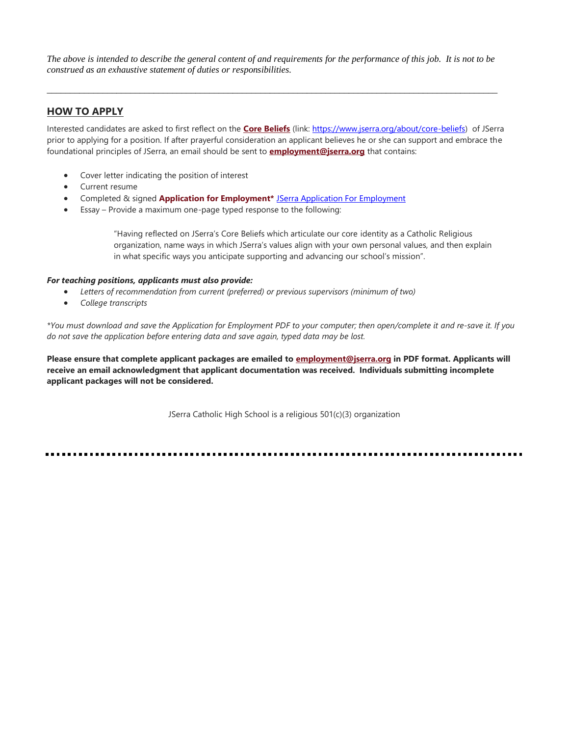*The above is intended to describe the general content of and requirements for the performance of this job. It is not to be construed as an exhaustive statement of duties or responsibilities.*

---

## HOW TO APPLY

Interested candidates are asked to first reflect on the **Core Beliefs** (link: https://www.jserra.org/about/core-beliefs) of JSerra prior to applying for a position. If after prayerful consideration an applicant believes he or she can support and embrace the foundational principles of JSerra, an email should be sent to **employment@jserra.org** that contains:

- Cover letter indicating the position of interest
- Current resume
- Completed & signed **Application for Employment*** JSerra Application For Employment
- Essay – Provide a maximum one-page typed response to the following:

> "Having reflected on JSerra's Core Beliefs which articulate our core identity as a Catholic Religious organization, name ways in which JSerra's values align with your own personal values, and then explain in what specific ways you anticipate supporting and advancing our school's mission".

***For teaching positions, applicants must also provide:***

- *Letters of recommendation from current (preferred) or previous supervisors (minimum of two)*
- *College transcripts*

*\*You must download and save the Application for Employment PDF to your computer; then open/complete it and re-save it. If you do not save the application before entering data and save again, typed data may be lost.*

**Please ensure that complete applicant packages are emailed to employment@jserra.org in PDF format. Applicants will receive an email acknowledgment that applicant documentation was received. Individuals submitting incomplete applicant packages will not be considered.**

JSerra Catholic High School is a religious 501(c)(3) organization